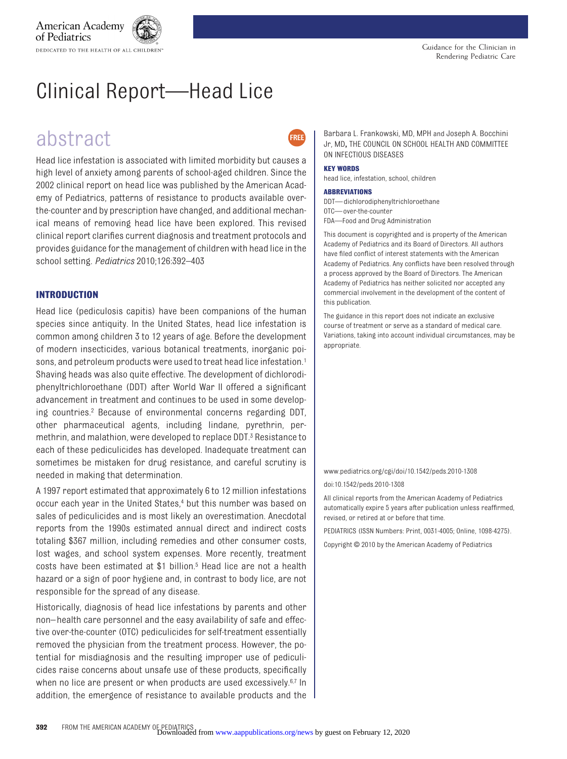American Academy of Pediatrics

DEDICATED TO THE HEALTH OF ALL CHILDREN™

Guidance for the Clinician in Rendering Pediatric Care

# Clinical Report—Head Lice

## abstract

Head lice infestation is associated with limited morbidity but causes a high level of anxiety among parents of school-aged children. Since the 2002 clinical report on head lice was published by the American Academy of Pediatrics, patterns of resistance to products available over-the-counter and by prescription have changed, and additional mechanical means of removing head lice have been explored. This revised clinical report clarifies current diagnosis and treatment protocols and provides guidance for the management of children with head lice in the school setting. *Pediatrics* 2010;126:392–403

Barbara L. Frankowski, MD, MPH and Joseph A. Bocchini Jr, MD, THE COUNCIL ON SCHOOL HEALTH AND COMMITTEE ON INFECTIOUS DISEASES

**KEY WORDS**

head lice, infestation, school, children

**ABBREVIATIONS**

DDT—dichlorodiphenyltrichloroethane
OTC—over-the-counter
FDA—Food and Drug Administration

This document is copyrighted and is property of the American Academy of Pediatrics and its Board of Directors. All authors have filed conflict of interest statements with the American Academy of Pediatrics. Any conflicts have been resolved through a process approved by the Board of Directors. The American Academy of Pediatrics has neither solicited nor accepted any commercial involvement in the development of the content of this publication.

The guidance in this report does not indicate an exclusive course of treatment or serve as a standard of medical care. Variations, taking into account individual circumstances, may be appropriate.

www.pediatrics.org/cgi/doi/10.1542/peds.2010-1308

doi:10.1542/peds.2010-1308

All clinical reports from the American Academy of Pediatrics automatically expire 5 years after publication unless reaffirmed, revised, or retired at or before that time.

PEDIATRICS (ISSN Numbers: Print, 0031-4005; Online, 1098-4275).

Copyright © 2010 by the American Academy of Pediatrics

## INTRODUCTION

Head lice (pediculosis capitis) have been companions of the human species since antiquity. In the United States, head lice infestation is common among children 3 to 12 years of age. Before the development of modern insecticides, various botanical treatments, inorganic poisons, and petroleum products were used to treat head lice infestation.[1] Shaving heads was also quite effective. The development of dichlorodiphenyltrichloroethane (DDT) after World War II offered a significant advancement in treatment and continues to be used in some developing countries.[2] Because of environmental concerns regarding DDT, other pharmaceutical agents, including lindane, pyrethrin, permethrin, and malathion, were developed to replace DDT.[3] Resistance to each of these pediculicides has developed. Inadequate treatment can sometimes be mistaken for drug resistance, and careful scrutiny is needed in making that determination.

A 1997 report estimated that approximately 6 to 12 million infestations occur each year in the United States,[4] but this number was based on sales of pediculicides and is most likely an overestimation. Anecdotal reports from the 1990s estimated annual direct and indirect costs totaling $367 million, including remedies and other consumer costs, lost wages, and school system expenses. More recently, treatment costs have been estimated at $1 billion.[5] Head lice are not a health hazard or a sign of poor hygiene and, in contrast to body lice, are not responsible for the spread of any disease.

Historically, diagnosis of head lice infestations by parents and other non–health care personnel and the easy availability of safe and effective over-the-counter (OTC) pediculicides for self-treatment essentially removed the physician from the treatment process. However, the potential for misdiagnosis and the resulting improper use of pediculicides raise concerns about unsafe use of these products, specifically when no lice are present or when products are used excessively.[6,7] In addition, the emergence of resistance to available products and the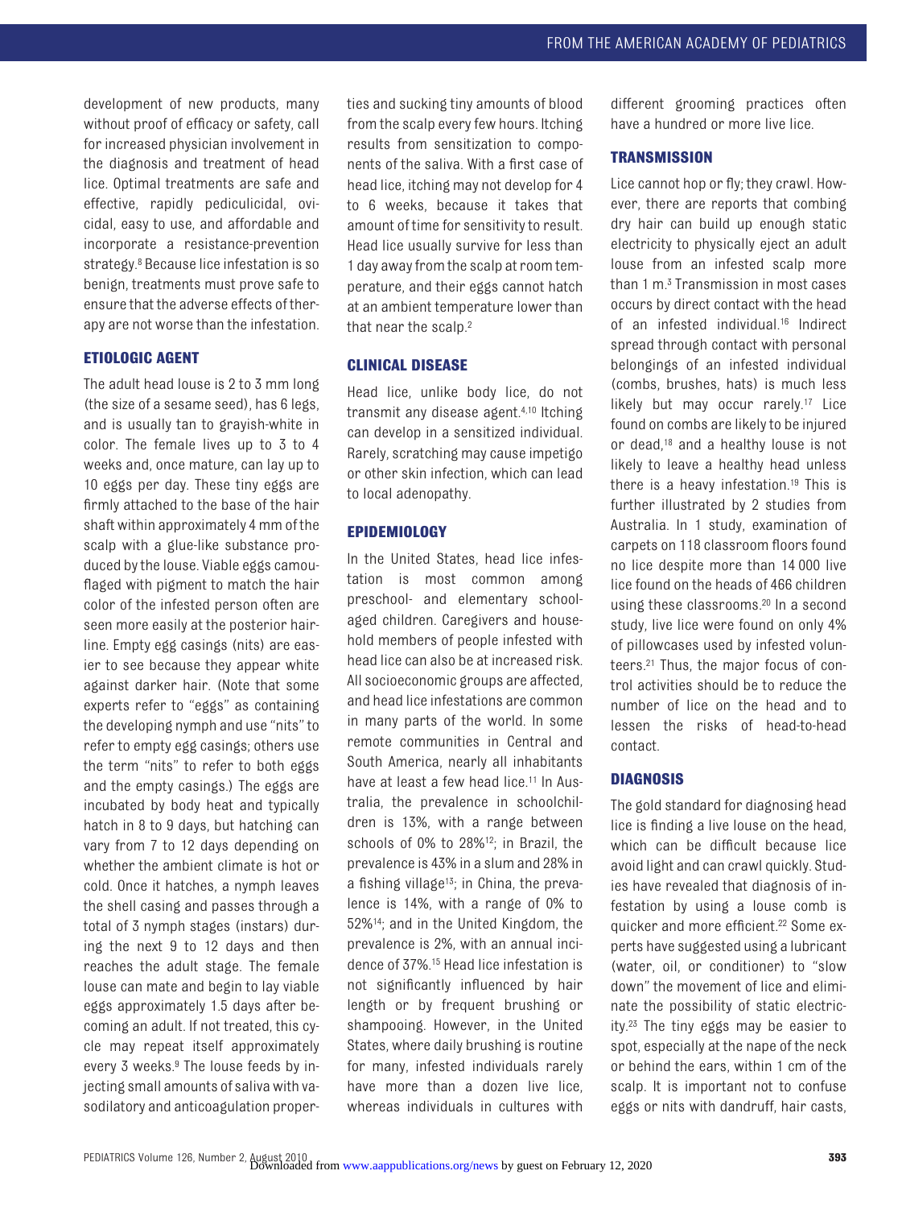development of new products, many without proof of efficacy or safety, call for increased physician involvement in the diagnosis and treatment of head lice. Optimal treatments are safe and effective, rapidly pediculicidal, ovicidal, easy to use, and affordable and incorporate a resistance-prevention strategy.[8] Because lice infestation is so benign, treatments must prove safe to ensure that the adverse effects of therapy are not worse than the infestation.

## ETIOLOGIC AGENT

The adult head louse is 2 to 3 mm long (the size of a sesame seed), has 6 legs, and is usually tan to grayish-white in color. The female lives up to 3 to 4 weeks and, once mature, can lay up to 10 eggs per day. These tiny eggs are firmly attached to the base of the hair shaft within approximately 4 mm of the scalp with a glue-like substance produced by the louse. Viable eggs camouflaged with pigment to match the hair color of the infested person often are seen more easily at the posterior hairline. Empty egg casings (nits) are easier to see because they appear white against darker hair. (Note that some experts refer to "eggs" as containing the developing nymph and use "nits" to refer to empty egg casings; others use the term "nits" to refer to both eggs and the empty casings.) The eggs are incubated by body heat and typically hatch in 8 to 9 days, but hatching can vary from 7 to 12 days depending on whether the ambient climate is hot or cold. Once it hatches, a nymph leaves the shell casing and passes through a total of 3 nymph stages (instars) during the next 9 to 12 days and then reaches the adult stage. The female louse can mate and begin to lay viable eggs approximately 1.5 days after becoming an adult. If not treated, this cycle may repeat itself approximately every 3 weeks.[9] The louse feeds by injecting small amounts of saliva with vasodilatory and anticoagulation properties and sucking tiny amounts of blood from the scalp every few hours. Itching results from sensitization to components of the saliva. With a first case of head lice, itching may not develop for 4 to 6 weeks, because it takes that amount of time for sensitivity to result. Head lice usually survive for less than 1 day away from the scalp at room temperature, and their eggs cannot hatch at an ambient temperature lower than that near the scalp.[2]

## CLINICAL DISEASE

Head lice, unlike body lice, do not transmit any disease agent.[4,10] Itching can develop in a sensitized individual. Rarely, scratching may cause impetigo or other skin infection, which can lead to local adenopathy.

## EPIDEMIOLOGY

In the United States, head lice infestation is most common among preschool- and elementary school-aged children. Caregivers and household members of people infested with head lice can also be at increased risk. All socioeconomic groups are affected, and head lice infestations are common in many parts of the world. In some remote communities in Central and South America, nearly all inhabitants have at least a few head lice.[11] In Australia, the prevalence in schoolchildren is 13%, with a range between schools of 0% to 28%[12]; in Brazil, the prevalence is 43% in a slum and 28% in a fishing village[13]; in China, the prevalence is 14%, with a range of 0% to 52%[14]; and in the United Kingdom, the prevalence is 2%, with an annual incidence of 37%.[15] Head lice infestation is not significantly influenced by hair length or by frequent brushing or shampooing. However, in the United States, where daily brushing is routine for many, infested individuals rarely have more than a dozen live lice, whereas individuals in cultures with different grooming practices often have a hundred or more live lice.

## TRANSMISSION

Lice cannot hop or fly; they crawl. However, there are reports that combing dry hair can build up enough static electricity to physically eject an adult louse from an infested scalp more than 1 m.[3] Transmission in most cases occurs by direct contact with the head of an infested individual.[16] Indirect spread through contact with personal belongings of an infested individual (combs, brushes, hats) is much less likely but may occur rarely.[17] Lice found on combs are likely to be injured or dead,[18] and a healthy louse is not likely to leave a healthy head unless there is a heavy infestation.[19] This is further illustrated by 2 studies from Australia. In 1 study, examination of carpets on 118 classroom floors found no lice despite more than 14 000 live lice found on the heads of 466 children using these classrooms.[20] In a second study, live lice were found on only 4% of pillowcases used by infested volunteers.[21] Thus, the major focus of control activities should be to reduce the number of lice on the head and to lessen the risks of head-to-head contact.

## DIAGNOSIS

The gold standard for diagnosing head lice is finding a live louse on the head, which can be difficult because lice avoid light and can crawl quickly. Studies have revealed that diagnosis of infestation by using a louse comb is quicker and more efficient.[22] Some experts have suggested using a lubricant (water, oil, or conditioner) to "slow down" the movement of lice and eliminate the possibility of static electricity.[23] The tiny eggs may be easier to spot, especially at the nape of the neck or behind the ears, within 1 cm of the scalp. It is important not to confuse eggs or nits with dandruff, hair casts,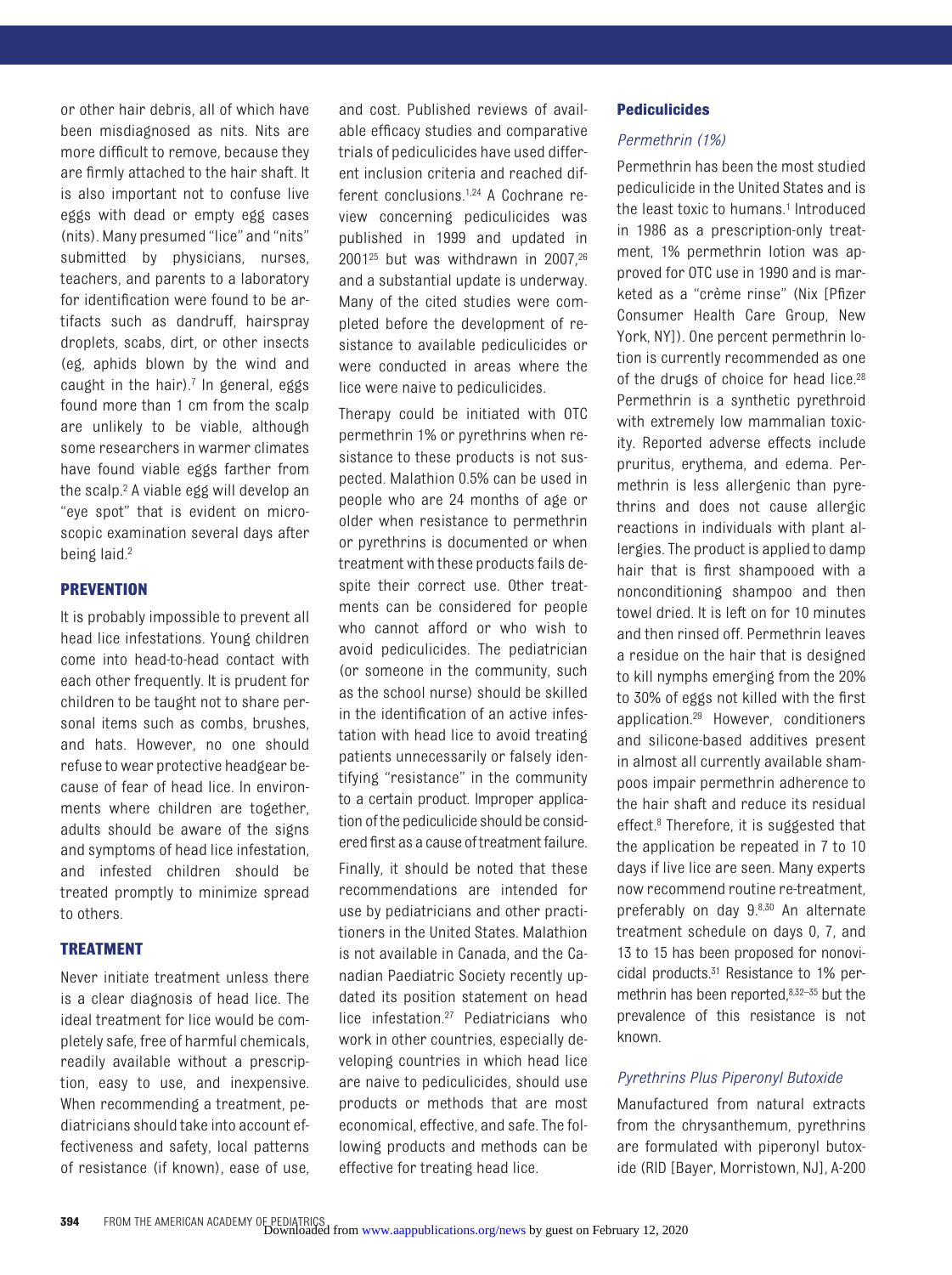or other hair debris, all of which have been misdiagnosed as nits. Nits are more difficult to remove, because they are firmly attached to the hair shaft. It is also important not to confuse live eggs with dead or empty egg cases (nits). Many presumed "lice" and "nits" submitted by physicians, nurses, teachers, and parents to a laboratory for identification were found to be artifacts such as dandruff, hairspray droplets, scabs, dirt, or other insects (eg, aphids blown by the wind and caught in the hair).[7] In general, eggs found more than 1 cm from the scalp are unlikely to be viable, although some researchers in warmer climates have found viable eggs farther from the scalp.[2] A viable egg will develop an "eye spot" that is evident on microscopic examination several days after being laid.[2]

## PREVENTION

It is probably impossible to prevent all head lice infestations. Young children come into head-to-head contact with each other frequently. It is prudent for children to be taught not to share personal items such as combs, brushes, and hats. However, no one should refuse to wear protective headgear because of fear of head lice. In environments where children are together, adults should be aware of the signs and symptoms of head lice infestation, and infested children should be treated promptly to minimize spread to others.

## TREATMENT

Never initiate treatment unless there is a clear diagnosis of head lice. The ideal treatment for lice would be completely safe, free of harmful chemicals, readily available without a prescription, easy to use, and inexpensive. When recommending a treatment, pediatricians should take into account effectiveness and safety, local patterns of resistance (if known), ease of use, and cost. Published reviews of available efficacy studies and comparative trials of pediculicides have used different inclusion criteria and reached different conclusions.[1,24] A Cochrane review concerning pediculicides was published in 1999 and updated in 2001[25] but was withdrawn in 2007,[26] and a substantial update is underway. Many of the cited studies were completed before the development of resistance to available pediculicides or were conducted in areas where the lice were naive to pediculicides.

Therapy could be initiated with OTC permethrin 1% or pyrethrins when resistance to these products is not suspected. Malathion 0.5% can be used in people who are 24 months of age or older when resistance to permethrin or pyrethrins is documented or when treatment with these products fails despite their correct use. Other treatments can be considered for people who cannot afford or who wish to avoid pediculicides. The pediatrician (or someone in the community, such as the school nurse) should be skilled in the identification of an active infestation with head lice to avoid treating patients unnecessarily or falsely identifying "resistance" in the community to a certain product. Improper application of the pediculicide should be considered first as a cause of treatment failure.

Finally, it should be noted that these recommendations are intended for use by pediatricians and other practitioners in the United States. Malathion is not available in Canada, and the Canadian Paediatric Society recently updated its position statement on head lice infestation.[27] Pediatricians who work in other countries, especially developing countries in which head lice are naive to pediculicides, should use products or methods that are most economical, effective, and safe. The following products and methods can be effective for treating head lice.

### Pediculicides

#### *Permethrin (1%)*

Permethrin has been the most studied pediculicide in the United States and is the least toxic to humans.[1] Introduced in 1986 as a prescription-only treatment, 1% permethrin lotion was approved for OTC use in 1990 and is marketed as a "crème rinse" (Nix [Pfizer Consumer Health Care Group, New York, NY]). One percent permethrin lotion is currently recommended as one of the drugs of choice for head lice.[28] Permethrin is a synthetic pyrethroid with extremely low mammalian toxicity. Reported adverse effects include pruritus, erythema, and edema. Permethrin is less allergenic than pyrethrins and does not cause allergic reactions in individuals with plant allergies. The product is applied to damp hair that is first shampooed with a nonconditioning shampoo and then towel dried. It is left on for 10 minutes and then rinsed off. Permethrin leaves a residue on the hair that is designed to kill nymphs emerging from the 20% to 30% of eggs not killed with the first application.[29] However, conditioners and silicone-based additives present in almost all currently available shampoos impair permethrin adherence to the hair shaft and reduce its residual effect.[8] Therefore, it is suggested that the application be repeated in 7 to 10 days if live lice are seen. Many experts now recommend routine re-treatment, preferably on day 9.[8,30] An alternate treatment schedule on days 0, 7, and 13 to 15 has been proposed for nonovicidal products.[31] Resistance to 1% permethrin has been reported,[8,32–35] but the prevalence of this resistance is not known.

#### *Pyrethrins Plus Piperonyl Butoxide*

Manufactured from natural extracts from the chrysanthemum, pyrethrins are formulated with piperonyl butoxide (RID [Bayer, Morristown, NJ], A-200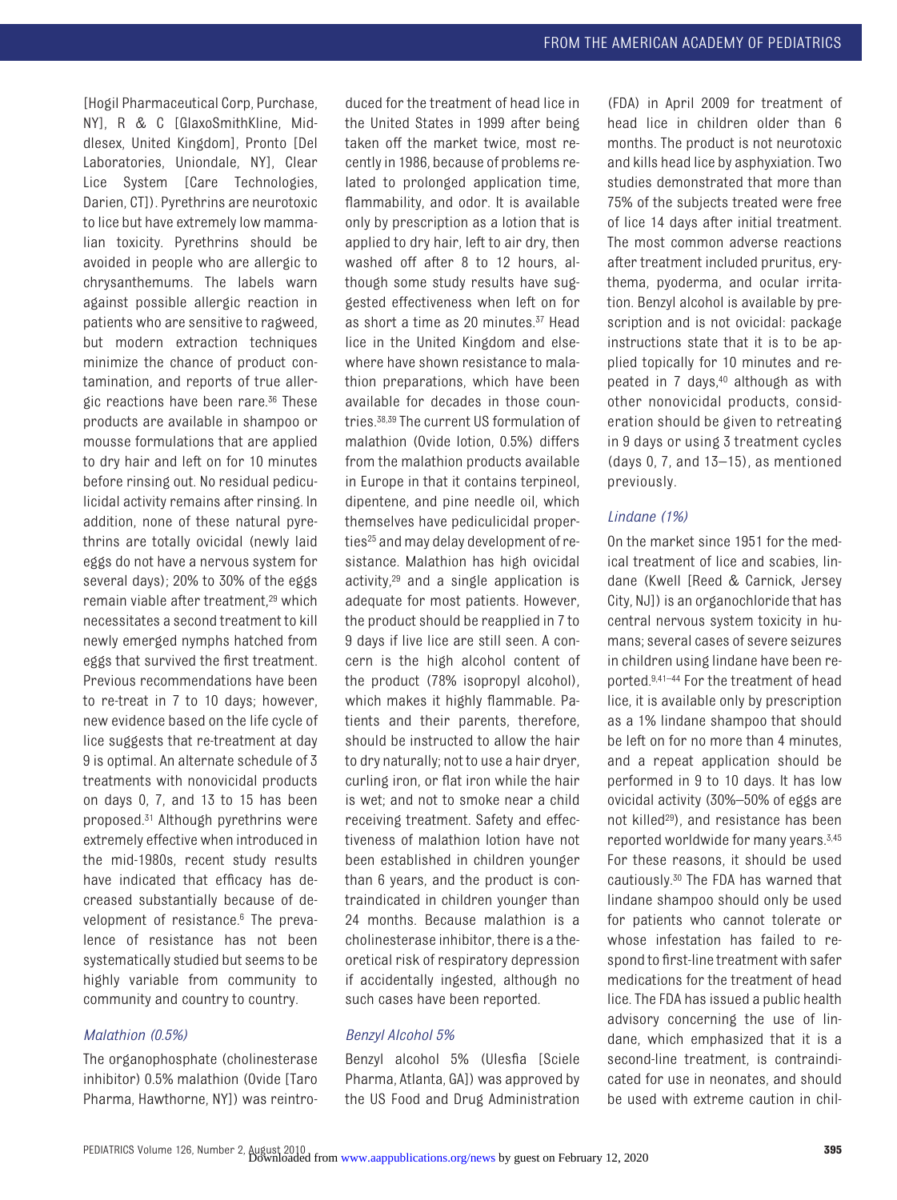[Hogil Pharmaceutical Corp, Purchase, NY], R & C [GlaxoSmithKline, Middlesex, United Kingdom], Pronto [Del Laboratories, Uniondale, NY], Clear Lice System [Care Technologies, Darien, CT]). Pyrethrins are neurotoxic to lice but have extremely low mammalian toxicity. Pyrethrins should be avoided in people who are allergic to chrysanthemums. The labels warn against possible allergic reaction in patients who are sensitive to ragweed, but modern extraction techniques minimize the chance of product contamination, and reports of true allergic reactions have been rare.[36] These products are available in shampoo or mousse formulations that are applied to dry hair and left on for 10 minutes before rinsing out. No residual pediculicidal activity remains after rinsing. In addition, none of these natural pyrethrins are totally ovicidal (newly laid eggs do not have a nervous system for several days); 20% to 30% of the eggs remain viable after treatment,[29] which necessitates a second treatment to kill newly emerged nymphs hatched from eggs that survived the first treatment. Previous recommendations have been to re-treat in 7 to 10 days; however, new evidence based on the life cycle of lice suggests that re-treatment at day 9 is optimal. An alternate schedule of 3 treatments with nonovicidal products on days 0, 7, and 13 to 15 has been proposed.[31] Although pyrethrins were extremely effective when introduced in the mid-1980s, recent study results have indicated that efficacy has decreased substantially because of development of resistance.[6] The prevalence of resistance has not been systematically studied but seems to be highly variable from community to community and country to country.

### *Malathion (0.5%)*

The organophosphate (cholinesterase inhibitor) 0.5% malathion (Ovide [Taro Pharma, Hawthorne, NY]) was reintroduced for the treatment of head lice in the United States in 1999 after being taken off the market twice, most recently in 1986, because of problems related to prolonged application time, flammability, and odor. It is available only by prescription as a lotion that is applied to dry hair, left to air dry, then washed off after 8 to 12 hours, although some study results have suggested effectiveness when left on for as short a time as 20 minutes.[37] Head lice in the United Kingdom and elsewhere have shown resistance to malathion preparations, which have been available for decades in those countries.[38,39] The current US formulation of malathion (Ovide lotion, 0.5%) differs from the malathion products available in Europe in that it contains terpineol, dipentene, and pine needle oil, which themselves have pediculicidal properties[25] and may delay development of resistance. Malathion has high ovicidal activity,[29] and a single application is adequate for most patients. However, the product should be reapplied in 7 to 9 days if live lice are still seen. A concern is the high alcohol content of the product (78% isopropyl alcohol), which makes it highly flammable. Patients and their parents, therefore, should be instructed to allow the hair to dry naturally; not to use a hair dryer, curling iron, or flat iron while the hair is wet; and not to smoke near a child receiving treatment. Safety and effectiveness of malathion lotion have not been established in children younger than 6 years, and the product is contraindicated in children younger than 24 months. Because malathion is a cholinesterase inhibitor, there is a theoretical risk of respiratory depression if accidentally ingested, although no such cases have been reported.

### *Benzyl Alcohol 5%*

Benzyl alcohol 5% (Ulesfia [Sciele Pharma, Atlanta, GA]) was approved by the US Food and Drug Administration (FDA) in April 2009 for treatment of head lice in children older than 6 months. The product is not neurotoxic and kills head lice by asphyxiation. Two studies demonstrated that more than 75% of the subjects treated were free of lice 14 days after initial treatment. The most common adverse reactions after treatment included pruritus, erythema, pyoderma, and ocular irritation. Benzyl alcohol is available by prescription and is not ovicidal: package instructions state that it is to be applied topically for 10 minutes and repeated in 7 days,[40] although as with other nonovicidal products, consideration should be given to retreating in 9 days or using 3 treatment cycles (days 0, 7, and 13–15), as mentioned previously.

### *Lindane (1%)*

On the market since 1951 for the medical treatment of lice and scabies, lindane (Kwell [Reed & Carnick, Jersey City, NJ]) is an organochloride that has central nervous system toxicity in humans; several cases of severe seizures in children using lindane have been reported.[9,41–44] For the treatment of head lice, it is available only by prescription as a 1% lindane shampoo that should be left on for no more than 4 minutes, and a repeat application should be performed in 9 to 10 days. It has low ovicidal activity (30%–50% of eggs are not killed[29]), and resistance has been reported worldwide for many years.[3,45] For these reasons, it should be used cautiously.[30] The FDA has warned that lindane shampoo should only be used for patients who cannot tolerate or whose infestation has failed to respond to first-line treatment with safer medications for the treatment of head lice. The FDA has issued a public health advisory concerning the use of lindane, which emphasized that it is a second-line treatment, is contraindicated for use in neonates, and should be used with extreme caution in chil-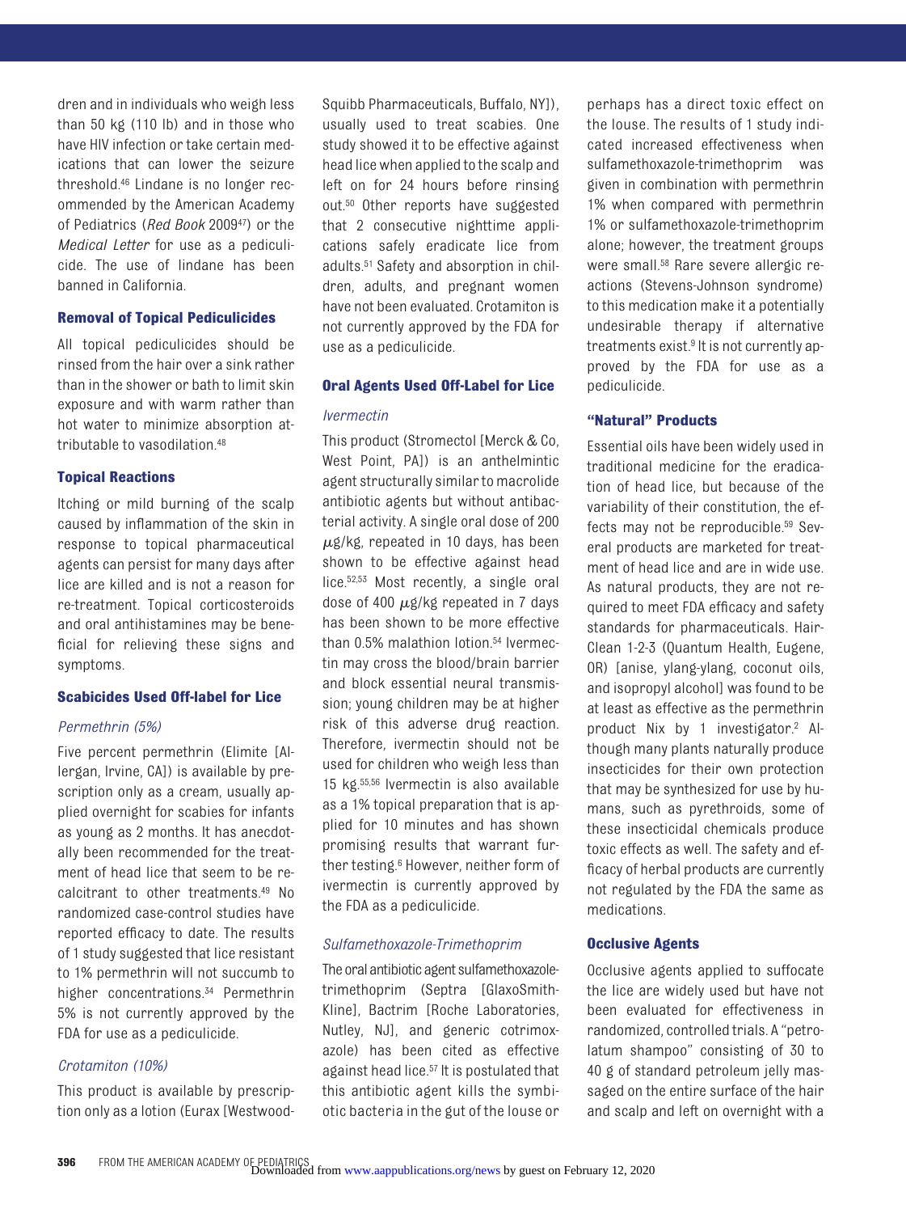dren and in individuals who weigh less than 50 kg (110 lb) and in those who have HIV infection or take certain medications that can lower the seizure threshold.[46] Lindane is no longer recommended by the American Academy of Pediatrics (*Red Book* 2009[47]) or the *Medical Letter* for use as a pediculicide. The use of lindane has been banned in California.

### Removal of Topical Pediculicides

All topical pediculicides should be rinsed from the hair over a sink rather than in the shower or bath to limit skin exposure and with warm rather than hot water to minimize absorption attributable to vasodilation.[48]

### Topical Reactions

Itching or mild burning of the scalp caused by inflammation of the skin in response to topical pharmaceutical agents can persist for many days after lice are killed and is not a reason for re-treatment. Topical corticosteroids and oral antihistamines may be beneficial for relieving these signs and symptoms.

### Scabicides Used Off-label for Lice

#### *Permethrin (5%)*

Five percent permethrin (Elimite [Allergan, Irvine, CA]) is available by prescription only as a cream, usually applied overnight for scabies for infants as young as 2 months. It has anecdotally been recommended for the treatment of head lice that seem to be recalcitrant to other treatments.[49] No randomized case-control studies have reported efficacy to date. The results of 1 study suggested that lice resistant to 1% permethrin will not succumb to higher concentrations.[34] Permethrin 5% is not currently approved by the FDA for use as a pediculicide.

#### *Crotamiton (10%)*

This product is available by prescription only as a lotion (Eurax [Westwood-Squibb Pharmaceuticals, Buffalo, NY]), usually used to treat scabies. One study showed it to be effective against head lice when applied to the scalp and left on for 24 hours before rinsing out.[50] Other reports have suggested that 2 consecutive nighttime applications safely eradicate lice from adults.[51] Safety and absorption in children, adults, and pregnant women have not been evaluated. Crotamiton is not currently approved by the FDA for use as a pediculicide.

### Oral Agents Used Off-Label for Lice

#### *Ivermectin*

This product (Stromectol [Merck & Co, West Point, PA]) is an anthelmintic agent structurally similar to macrolide antibiotic agents but without antibacterial activity. A single oral dose of 200 $\mu$g/kg, repeated in 10 days, has been shown to be effective against head lice.[52,53] Most recently, a single oral dose of 400 $\mu$g/kg repeated in 7 days has been shown to be more effective than 0.5% malathion lotion.[54] Ivermectin may cross the blood/brain barrier and block essential neural transmission; young children may be at higher risk of this adverse drug reaction. Therefore, ivermectin should not be used for children who weigh less than 15 kg.[55,56] Ivermectin is also available as a 1% topical preparation that is applied for 10 minutes and has shown promising results that warrant further testing.[6] However, neither form of ivermectin is currently approved by the FDA as a pediculicide.

#### *Sulfamethoxazole-Trimethoprim*

The oral antibiotic agent sulfamethoxazole-trimethoprim (Septra [GlaxoSmithKline], Bactrim [Roche Laboratories, Nutley, NJ], and generic cotrimoxazole) has been cited as effective against head lice.[57] It is postulated that this antibiotic agent kills the symbiotic bacteria in the gut of the louse or perhaps has a direct toxic effect on the louse. The results of 1 study indicated increased effectiveness when sulfamethoxazole-trimethoprim was given in combination with permethrin 1% when compared with permethrin 1% or sulfamethoxazole-trimethoprim alone; however, the treatment groups were small.[58] Rare severe allergic reactions (Stevens-Johnson syndrome) to this medication make it a potentially undesirable therapy if alternative treatments exist.[9] It is not currently approved by the FDA for use as a pediculicide.

### "Natural" Products

Essential oils have been widely used in traditional medicine for the eradication of head lice, but because of the variability of their constitution, the effects may not be reproducible.[59] Several products are marketed for treatment of head lice and are in wide use. As natural products, they are not required to meet FDA efficacy and safety standards for pharmaceuticals. HairClean 1-2-3 (Quantum Health, Eugene, OR) [anise, ylang-ylang, coconut oils, and isopropyl alcohol] was found to be at least as effective as the permethrin product Nix by 1 investigator.[2] Although many plants naturally produce insecticides for their own protection that may be synthesized for use by humans, such as pyrethroids, some of these insecticidal chemicals produce toxic effects as well. The safety and efficacy of herbal products are currently not regulated by the FDA the same as medications.

### Occlusive Agents

Occlusive agents applied to suffocate the lice are widely used but have not been evaluated for effectiveness in randomized, controlled trials. A "petrolatum shampoo" consisting of 30 to 40 g of standard petroleum jelly massaged on the entire surface of the hair and scalp and left on overnight with a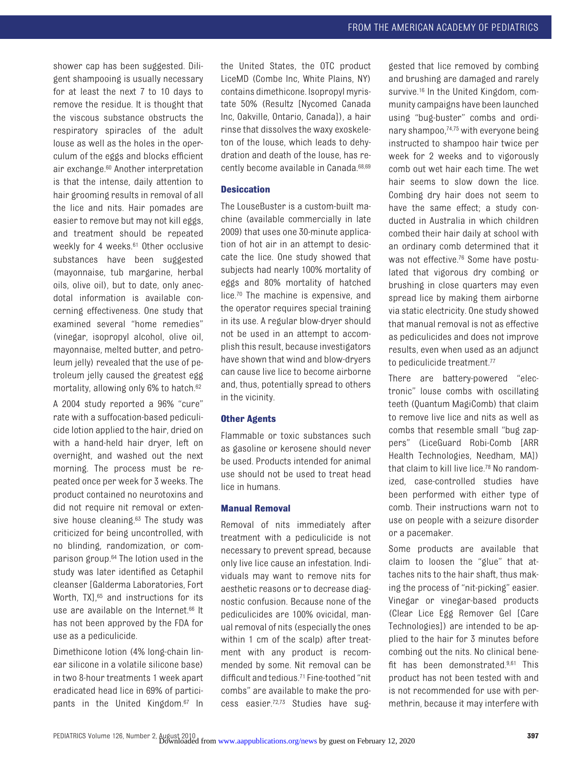shower cap has been suggested. Diligent shampooing is usually necessary for at least the next 7 to 10 days to remove the residue. It is thought that the viscous substance obstructs the respiratory spiracles of the adult louse as well as the holes in the operculum of the eggs and blocks efficient air exchange.[60] Another interpretation is that the intense, daily attention to hair grooming results in removal of all the lice and nits. Hair pomades are easier to remove but may not kill eggs, and treatment should be repeated weekly for 4 weeks.[61] Other occlusive substances have been suggested (mayonnaise, tub margarine, herbal oils, olive oil), but to date, only anecdotal information is available concerning effectiveness. One study that examined several "home remedies" (vinegar, isopropyl alcohol, olive oil, mayonnaise, melted butter, and petroleum jelly) revealed that the use of petroleum jelly caused the greatest egg mortality, allowing only 6% to hatch.[62]

A 2004 study reported a 96% "cure" rate with a suffocation-based pediculicide lotion applied to the hair, dried on with a hand-held hair dryer, left on overnight, and washed out the next morning. The process must be repeated once per week for 3 weeks. The product contained no neurotoxins and did not require nit removal or extensive house cleaning.[63] The study was criticized for being uncontrolled, with no blinding, randomization, or comparison group.[64] The lotion used in the study was later identified as Cetaphil cleanser [Galderma Laboratories, Fort Worth, TX],[65] and instructions for its use are available on the Internet.[66] It has not been approved by the FDA for use as a pediculicide.

Dimethicone lotion (4% long-chain linear silicone in a volatile silicone base) in two 8-hour treatments 1 week apart eradicated head lice in 69% of participants in the United Kingdom.[67] In the United States, the OTC product LiceMD (Combe Inc, White Plains, NY) contains dimethicone. Isopropyl myristate 50% (Resultz [Nycomed Canada Inc, Oakville, Ontario, Canada]), a hair rinse that dissolves the waxy exoskeleton of the louse, which leads to dehydration and death of the louse, has recently become available in Canada.[68,69]

### Desiccation

The LouseBuster is a custom-built machine (available commercially in late 2009) that uses one 30-minute application of hot air in an attempt to desiccate the lice. One study showed that subjects had nearly 100% mortality of eggs and 80% mortality of hatched lice.[70] The machine is expensive, and the operator requires special training in its use. A regular blow-dryer should not be used in an attempt to accomplish this result, because investigators have shown that wind and blow-dryers can cause live lice to become airborne and, thus, potentially spread to others in the vicinity.

### Other Agents

Flammable or toxic substances such as gasoline or kerosene should never be used. Products intended for animal use should not be used to treat head lice in humans.

### Manual Removal

Removal of nits immediately after treatment with a pediculicide is not necessary to prevent spread, because only live lice cause an infestation. Individuals may want to remove nits for aesthetic reasons or to decrease diagnostic confusion. Because none of the pediculicides are 100% ovicidal, manual removal of nits (especially the ones within 1 cm of the scalp) after treatment with any product is recommended by some. Nit removal can be difficult and tedious.[71] Fine-toothed "nit combs" are available to make the process easier.[72,73] Studies have suggested that lice removed by combing and brushing are damaged and rarely survive.[16] In the United Kingdom, community campaigns have been launched using "bug-buster" combs and ordinary shampoo,[74,75] with everyone being instructed to shampoo hair twice per week for 2 weeks and to vigorously comb out wet hair each time. The wet hair seems to slow down the lice. Combing dry hair does not seem to have the same effect; a study conducted in Australia in which children combed their hair daily at school with an ordinary comb determined that it was not effective.[76] Some have postulated that vigorous dry combing or brushing in close quarters may even spread lice by making them airborne via static electricity. One study showed that manual removal is not as effective as pediculicides and does not improve results, even when used as an adjunct to pediculicide treatment.[77]

There are battery-powered "electronic" louse combs with oscillating teeth (Quantum MagiComb) that claim to remove live lice and nits as well as combs that resemble small "bug zappers" (LiceGuard Robi-Comb [ARR Health Technologies, Needham, MA]) that claim to kill live lice.[78] No randomized, case-controlled studies have been performed with either type of comb. Their instructions warn not to use on people with a seizure disorder or a pacemaker.

Some products are available that claim to loosen the "glue" that attaches nits to the hair shaft, thus making the process of "nit-picking" easier. Vinegar or vinegar-based products (Clear Lice Egg Remover Gel [Care Technologies]) are intended to be applied to the hair for 3 minutes before combing out the nits. No clinical benefit has been demonstrated.[9,61] This product has not been tested with and is not recommended for use with permethrin, because it may interfere with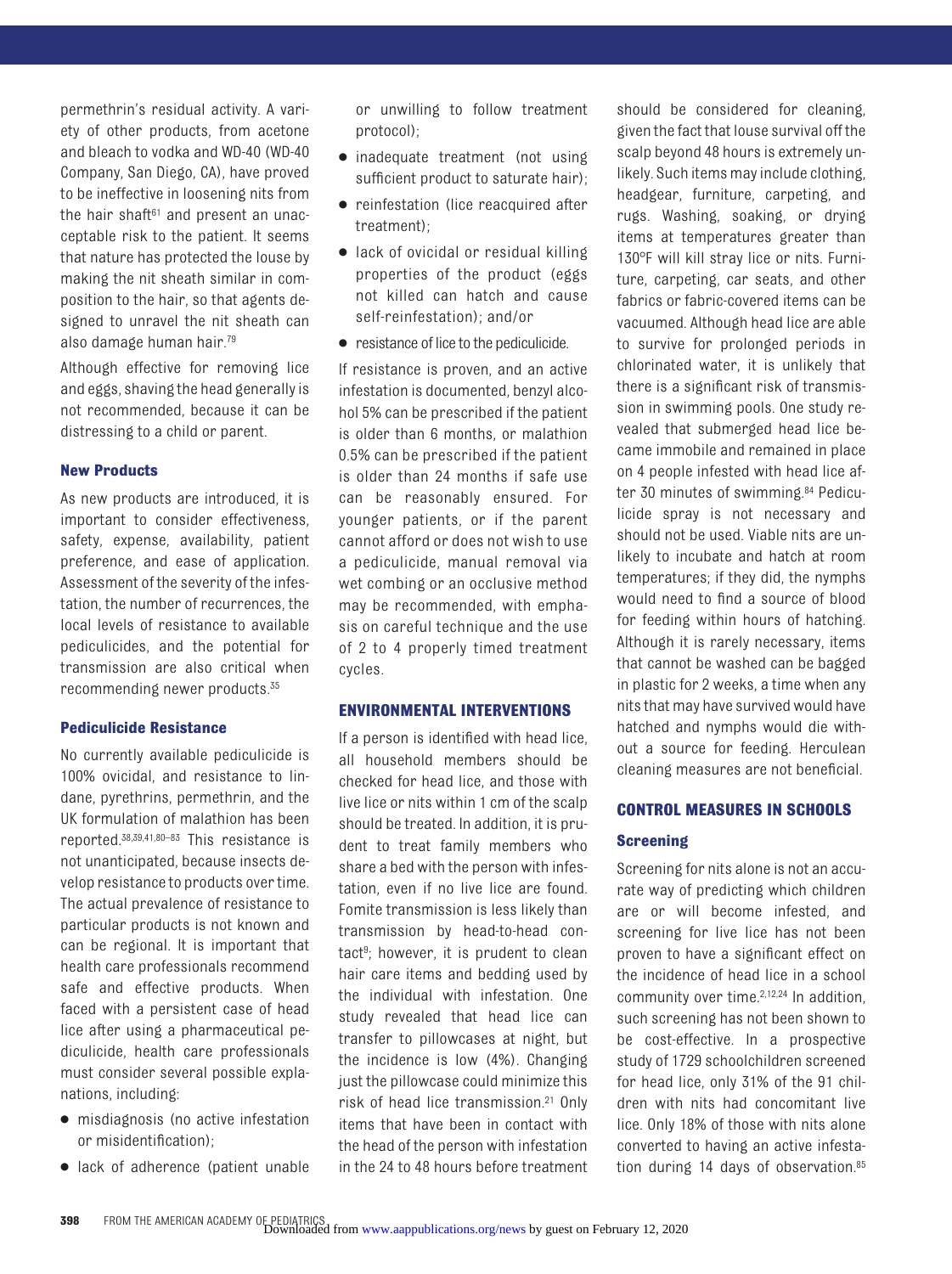permethrin's residual activity. A variety of other products, from acetone and bleach to vodka and WD-40 (WD-40 Company, San Diego, CA), have proved to be ineffective in loosening nits from the hair shaft[61] and present an unacceptable risk to the patient. It seems that nature has protected the louse by making the nit sheath similar in composition to the hair, so that agents designed to unravel the nit sheath can also damage human hair.[79]

Although effective for removing lice and eggs, shaving the head generally is not recommended, because it can be distressing to a child or parent.

### New Products

As new products are introduced, it is important to consider effectiveness, safety, expense, availability, patient preference, and ease of application. Assessment of the severity of the infestation, the number of recurrences, the local levels of resistance to available pediculicides, and the potential for transmission are also critical when recommending newer products.[35]

### Pediculicide Resistance

No currently available pediculicide is 100% ovicidal, and resistance to lindane, pyrethrins, permethrin, and the UK formulation of malathion has been reported.[38,39,41,80–83] This resistance is not unanticipated, because insects develop resistance to products over time. The actual prevalence of resistance to particular products is not known and can be regional. It is important that health care professionals recommend safe and effective products. When faced with a persistent case of head lice after using a pharmaceutical pediculicide, health care professionals must consider several possible explanations, including:

- misdiagnosis (no active infestation or misidentification);
- lack of adherence (patient unable or unwilling to follow treatment protocol);
- inadequate treatment (not using sufficient product to saturate hair);
- reinfestation (lice reacquired after treatment);
- lack of ovicidal or residual killing properties of the product (eggs not killed can hatch and cause self-reinfestation); and/or
- resistance of lice to the pediculicide.

If resistance is proven, and an active infestation is documented, benzyl alcohol 5% can be prescribed if the patient is older than 6 months, or malathion 0.5% can be prescribed if the patient is older than 24 months if safe use can be reasonably ensured. For younger patients, or if the parent cannot afford or does not wish to use a pediculicide, manual removal via wet combing or an occlusive method may be recommended, with emphasis on careful technique and the use of 2 to 4 properly timed treatment cycles.

## ENVIRONMENTAL INTERVENTIONS

If a person is identified with head lice, all household members should be checked for head lice, and those with live lice or nits within 1 cm of the scalp should be treated. In addition, it is prudent to treat family members who share a bed with the person with infestation, even if no live lice are found. Fomite transmission is less likely than transmission by head-to-head contact[9]; however, it is prudent to clean hair care items and bedding used by the individual with infestation. One study revealed that head lice can transfer to pillowcases at night, but the incidence is low (4%). Changing just the pillowcase could minimize this risk of head lice transmission.[21] Only items that have been in contact with the head of the person with infestation in the 24 to 48 hours before treatment should be considered for cleaning, given the fact that louse survival off the scalp beyond 48 hours is extremely unlikely. Such items may include clothing, headgear, furniture, carpeting, and rugs. Washing, soaking, or drying items at temperatures greater than 130°F will kill stray lice or nits. Furniture, carpeting, car seats, and other fabrics or fabric-covered items can be vacuumed. Although head lice are able to survive for prolonged periods in chlorinated water, it is unlikely that there is a significant risk of transmission in swimming pools. One study revealed that submerged head lice became immobile and remained in place on 4 people infested with head lice after 30 minutes of swimming.[84] Pediculicide spray is not necessary and should not be used. Viable nits are unlikely to incubate and hatch at room temperatures; if they did, the nymphs would need to find a source of blood for feeding within hours of hatching. Although it is rarely necessary, items that cannot be washed can be bagged in plastic for 2 weeks, a time when any nits that may have survived would have hatched and nymphs would die without a source for feeding. Herculean cleaning measures are not beneficial.

## CONTROL MEASURES IN SCHOOLS

### Screening

Screening for nits alone is not an accurate way of predicting which children are or will become infested, and screening for live lice has not been proven to have a significant effect on the incidence of head lice in a school community over time.[2,12,24] In addition, such screening has not been shown to be cost-effective. In a prospective study of 1729 schoolchildren screened for head lice, only 31% of the 91 children with nits had concomitant live lice. Only 18% of those with nits alone converted to having an active infestation during 14 days of observation.[85]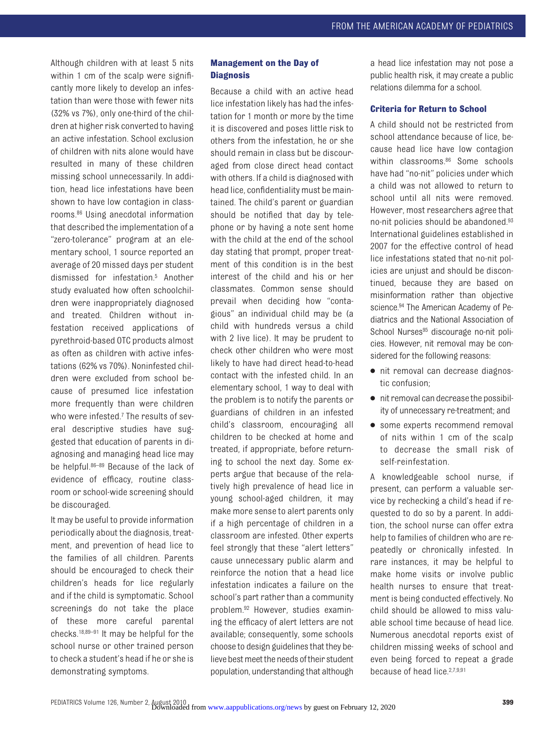Although children with at least 5 nits within 1 cm of the scalp were significantly more likely to develop an infestation than were those with fewer nits (32% vs 7%), only one-third of the children at higher risk converted to having an active infestation. School exclusion of children with nits alone would have resulted in many of these children missing school unnecessarily. In addition, head lice infestations have been shown to have low contagion in classrooms.[86] Using anecdotal information that described the implementation of a "zero-tolerance" program at an elementary school, 1 source reported an average of 20 missed days per student dismissed for infestation.[5] Another study evaluated how often schoolchildren were inappropriately diagnosed and treated. Children without infestation received applications of pyrethroid-based OTC products almost as often as children with active infestations (62% vs 70%). Noninfested children were excluded from school because of presumed lice infestation more frequently than were children who were infested.[7] The results of several descriptive studies have suggested that education of parents in diagnosing and managing head lice may be helpful.[86–89] Because of the lack of evidence of efficacy, routine classroom or school-wide screening should be discouraged.

It may be useful to provide information periodically about the diagnosis, treatment, and prevention of head lice to the families of all children. Parents should be encouraged to check their children's heads for lice regularly and if the child is symptomatic. School screenings do not take the place of these more careful parental checks.[18,89–91] It may be helpful for the school nurse or other trained person to check a student's head if he or she is demonstrating symptoms.

### Management on the Day of Diagnosis

Because a child with an active head lice infestation likely has had the infestation for 1 month or more by the time it is discovered and poses little risk to others from the infestation, he or she should remain in class but be discouraged from close direct head contact with others. If a child is diagnosed with head lice, confidentiality must be maintained. The child's parent or guardian should be notified that day by telephone or by having a note sent home with the child at the end of the school day stating that prompt, proper treatment of this condition is in the best interest of the child and his or her classmates. Common sense should prevail when deciding how "contagious" an individual child may be (a child with hundreds versus a child with 2 live lice). It may be prudent to check other children who were most likely to have had direct head-to-head contact with the infested child. In an elementary school, 1 way to deal with the problem is to notify the parents or guardians of children in an infested child's classroom, encouraging all children to be checked at home and treated, if appropriate, before returning to school the next day. Some experts argue that because of the relatively high prevalence of head lice in young school-aged children, it may make more sense to alert parents only if a high percentage of children in a classroom are infested. Other experts feel strongly that these "alert letters" cause unnecessary public alarm and reinforce the notion that a head lice infestation indicates a failure on the school's part rather than a community problem.[92] However, studies examining the efficacy of alert letters are not available; consequently, some schools choose to design guidelines that they believe best meet the needs of their student population, understanding that although a head lice infestation may not pose a public health risk, it may create a public relations dilemma for a school.

### Criteria for Return to School

A child should not be restricted from school attendance because of lice, because head lice have low contagion within classrooms.[86] Some schools have had "no-nit" policies under which a child was not allowed to return to school until all nits were removed. However, most researchers agree that no-nit policies should be abandoned.[93] International guidelines established in 2007 for the effective control of head lice infestations stated that no-nit policies are unjust and should be discontinued, because they are based on misinformation rather than objective science.[94] The American Academy of Pediatrics and the National Association of School Nurses[95] discourage no-nit policies. However, nit removal may be considered for the following reasons:

- nit removal can decrease diagnostic confusion;
- nit removal can decrease the possibility of unnecessary re-treatment; and
- some experts recommend removal of nits within 1 cm of the scalp to decrease the small risk of self-reinfestation.

A knowledgeable school nurse, if present, can perform a valuable service by rechecking a child's head if requested to do so by a parent. In addition, the school nurse can offer extra help to families of children who are repeatedly or chronically infested. In rare instances, it may be helpful to make home visits or involve public health nurses to ensure that treatment is being conducted effectively. No child should be allowed to miss valuable school time because of head lice. Numerous anecdotal reports exist of children missing weeks of school and even being forced to repeat a grade because of head lice.[2,7,9,91]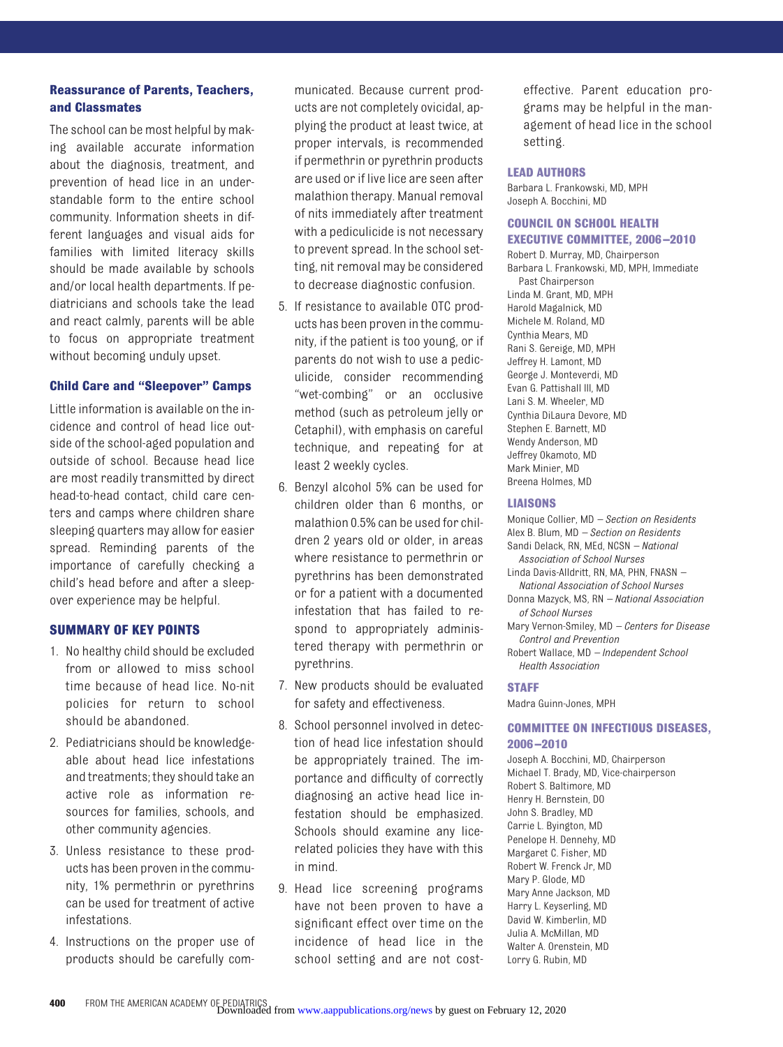### Reassurance of Parents, Teachers, and Classmates

The school can be most helpful by making available accurate information about the diagnosis, treatment, and prevention of head lice in an understandable form to the entire school community. Information sheets in different languages and visual aids for families with limited literacy skills should be made available by schools and/or local health departments. If pediatricians and schools take the lead and react calmly, parents will be able to focus on appropriate treatment without becoming unduly upset.

### Child Care and "Sleepover" Camps

Little information is available on the incidence and control of head lice outside of the school-aged population and outside of school. Because head lice are most readily transmitted by direct head-to-head contact, child care centers and camps where children share sleeping quarters may allow for easier spread. Reminding parents of the importance of carefully checking a child's head before and after a sleepover experience may be helpful.

## SUMMARY OF KEY POINTS

1. No healthy child should be excluded from or allowed to miss school time because of head lice. No-nit policies for return to school should be abandoned.
2. Pediatricians should be knowledgeable about head lice infestations and treatments; they should take an active role as information resources for families, schools, and other community agencies.
3. Unless resistance to these products has been proven in the community, 1% permethrin or pyrethrins can be used for treatment of active infestations.
4. Instructions on the proper use of products should be carefully communicated. Because current products are not completely ovicidal, applying the product at least twice, at proper intervals, is recommended if permethrin or pyrethrin products are used or if live lice are seen after malathion therapy. Manual removal of nits immediately after treatment with a pediculicide is not necessary to prevent spread. In the school setting, nit removal may be considered to decrease diagnostic confusion.
5. If resistance to available OTC products has been proven in the community, if the patient is too young, or if parents do not wish to use a pediculicide, consider recommending "wet-combing" or an occlusive method (such as petroleum jelly or Cetaphil), with emphasis on careful technique, and repeating for at least 2 weekly cycles.
6. Benzyl alcohol 5% can be used for children older than 6 months, or malathion 0.5% can be used for children 2 years old or older, in areas where resistance to permethrin or pyrethrins has been demonstrated or for a patient with a documented infestation that has failed to respond to appropriately administered therapy with permethrin or pyrethrins.
7. New products should be evaluated for safety and effectiveness.
8. School personnel involved in detection of head lice infestation should be appropriately trained. The importance and difficulty of correctly diagnosing an active head lice infestation should be emphasized. Schools should examine any lice-related policies they have with this in mind.
9. Head lice screening programs have not been proven to have a significant effect over time on the incidence of head lice in the school setting and are not cost-effective. Parent education programs may be helpful in the management of head lice in the school setting.

## LEAD AUTHORS

Barbara L. Frankowski, MD, MPH
Joseph A. Bocchini, MD

## COUNCIL ON SCHOOL HEALTH EXECUTIVE COMMITTEE, 2006–2010

Robert D. Murray, MD, Chairperson
Barbara L. Frankowski, MD, MPH, Immediate Past Chairperson
Linda M. Grant, MD, MPH
Harold Magalnick, MD
Michele M. Roland, MD
Cynthia Mears, MD
Rani S. Gereige, MD, MPH
Jeffrey H. Lamont, MD
George J. Monteverdi, MD
Evan G. Pattishall III, MD
Lani S. M. Wheeler, MD
Cynthia DiLaura Devore, MD
Stephen E. Barnett, MD
Wendy Anderson, MD
Jeffrey Okamoto, MD
Mark Minier, MD
Breena Holmes, MD

## LIAISONS

Monique Collier, MD – *Section on Residents*
Alex B. Blum, MD – *Section on Residents*
Sandi Delack, RN, MEd, NCSN – *National Association of School Nurses*
Linda Davis-Alldritt, RN, MA, PHN, FNASN – *National Association of School Nurses*
Donna Mazyck, MS, RN – *National Association of School Nurses*
Mary Vernon-Smiley, MD – *Centers for Disease Control and Prevention*
Robert Wallace, MD – *Independent School Health Association*

## STAFF

Madra Guinn-Jones, MPH

## COMMITTEE ON INFECTIOUS DISEASES, 2006–2010

Joseph A. Bocchini, MD, Chairperson
Michael T. Brady, MD, Vice-chairperson
Robert S. Baltimore, MD
Henry H. Bernstein, DO
John S. Bradley, MD
Carrie L. Byington, MD
Penelope H. Dennehy, MD
Margaret C. Fisher, MD
Robert W. Frenck Jr, MD
Mary P. Glode, MD
Mary Anne Jackson, MD
Harry L. Keyserling, MD
David W. Kimberlin, MD
Julia A. McMillan, MD
Walter A. Orenstein, MD
Lorry G. Rubin, MD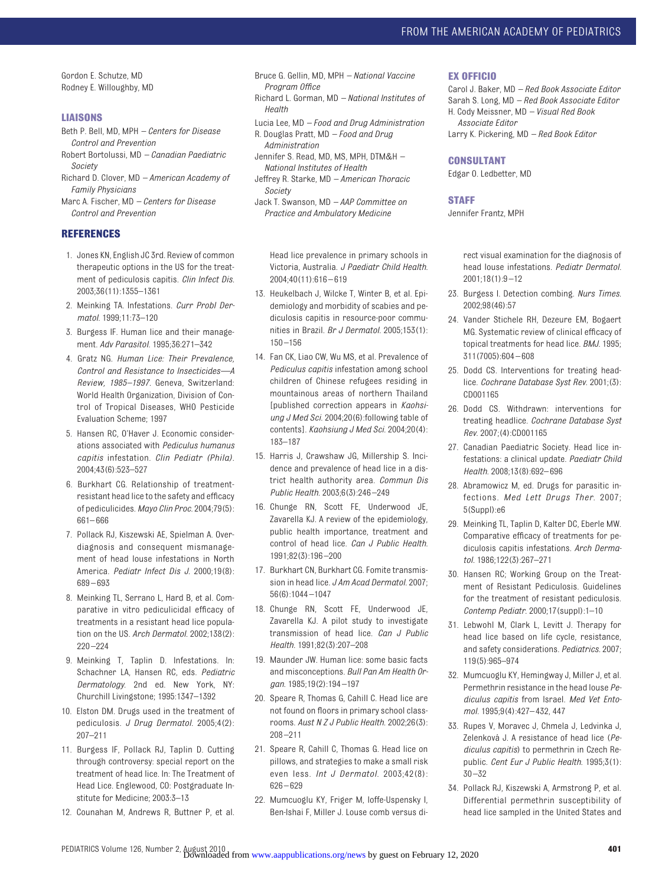Gordon E. Schutze, MD
Rodney E. Willoughby, MD

### LIAISONS

Beth P. Bell, MD, MPH – *Centers for Disease Control and Prevention*
Robert Bortolussi, MD – *Canadian Paediatric Society*
Richard D. Clover, MD – *American Academy of Family Physicians*
Marc A. Fischer, MD – *Centers for Disease Control and Prevention*
Bruce G. Gellin, MD, MPH – *National Vaccine Program Office*
Richard L. Gorman, MD – *National Institutes of Health*
Lucia Lee, MD – *Food and Drug Administration*
R. Douglas Pratt, MD – *Food and Drug Administration*
Jennifer S. Read, MD, MS, MPH, DTM&H – *National Institutes of Health*
Jeffrey R. Starke, MD – *American Thoracic Society*
Jack T. Swanson, MD – *AAP Committee on Practice and Ambulatory Medicine*

### EX OFFICIO

Carol J. Baker, MD – *Red Book Associate Editor*
Sarah S. Long, MD – *Red Book Associate Editor*
H. Cody Meissner, MD – *Visual Red Book Associate Editor*
Larry K. Pickering, MD – *Red Book Editor*

### CONSULTANT

Edgar O. Ledbetter, MD

### STAFF

Jennifer Frantz, MPH

## REFERENCES

1. Jones KN, English JC 3rd. Review of common therapeutic options in the US for the treatment of pediculosis capitis. *Clin Infect Dis.* 2003;36(11):1355–1361
2. Meinking TA. Infestations. *Curr Probl Dermatol.* 1999;11:73–120
3. Burgess IF. Human lice and their management. *Adv Parasitol.* 1995;36:271–342
4. Gratz NG. *Human Lice: Their Prevalence, Control and Resistance to Insecticides—A Review, 1985–1997.* Geneva, Switzerland: World Health Organization, Division of Control of Tropical Diseases, WHO Pesticide Evaluation Scheme; 1997
5. Hansen RC, O'Haver J. Economic considerations associated with *Pediculus humanus capitis* infestation. *Clin Pediatr (Phila).* 2004;43(6):523–527
6. Burkhart CG. Relationship of treatment-resistant head lice to the safety and efficacy of pediculicides. *Mayo Clin Proc.* 2004;79(5): 661–666
7. Pollack RJ, Kiszewski AE, Spielman A. Overdiagnosis and consequent mismanagement of head louse infestations in North America. *Pediatr Infect Dis J.* 2000;19(8): 689–693
8. Meinking TL, Serrano L, Hard B, et al. Comparative in vitro pediculicidal efficacy of treatments in a resistant head lice population on the US. *Arch Dermatol.* 2002;138(2): 220–224
9. Meinking T, Taplin D. Infestations. In: Schachner LA, Hansen RC, eds. *Pediatric Dermatology.* 2nd ed. New York, NY: Churchill Livingstone; 1995:1347–1392
10. Elston DM. Drugs used in the treatment of pediculosis. *J Drug Dermatol.* 2005;4(2): 207–211
11. Burgess IF, Pollack RJ, Taplin D. Cutting through controversy: special report on the treatment of head lice. In: The Treatment of Head Lice. Englewood, CO: Postgraduate Institute for Medicine; 2003:3–13
12. Counahan M, Andrews R, Buttner P, et al. Head lice prevalence in primary schools in Victoria, Australia. *J Paediatr Child Health.* 2004;40(11):616–619
13. Heukelbach J, Wilcke T, Winter B, et al. Epidemiology and morbidity of scabies and pediculosis capitis in resource-poor communities in Brazil. *Br J Dermatol.* 2005;153(1): 150–156
14. Fan CK, Liao CW, Wu MS, et al. Prevalence of *Pediculus capitis* infestation among school children of Chinese refugees residing in mountainous areas of northern Thailand [published correction appears in *Kaohsiung J Med Sci.* 2004;20(6):following table of contents]. *Kaohsiung J Med Sci.* 2004;20(4): 183–187
15. Harris J, Crawshaw JG, Millership S. Incidence and prevalence of head lice in a district health authority area. *Commun Dis Public Health.* 2003;6(3):246–249
16. Chunge RN, Scott FE, Underwood JE, Zavarella KJ. A review of the epidemiology, public health importance, treatment and control of head lice. *Can J Public Health.* 1991;82(3):196–200
17. Burkhart CN, Burkhart CG. Fomite transmission in head lice. *J Am Acad Dermatol.* 2007; 56(6):1044–1047
18. Chunge RN, Scott FE, Underwood JE, Zavarella KJ. A pilot study to investigate transmission of head lice. *Can J Public Health.* 1991;82(3):207–208
19. Maunder JW. Human lice: some basic facts and misconceptions. *Bull Pan Am Health Organ.* 1985;19(2):194–197
20. Speare R, Thomas G, Cahill C. Head lice are not found on floors in primary school classrooms. *Aust N Z J Public Health.* 2002;26(3): 208–211
21. Speare R, Cahill C, Thomas G. Head lice on pillows, and strategies to make a small risk even less. *Int J Dermatol.* 2003;42(8): 626–629
22. Mumcuoglu KY, Friger M, Ioffe-Uspensky I, Ben-Ishai F, Miller J. Louse comb versus direct visual examination for the diagnosis of head louse infestations. *Pediatr Dermatol.* 2001;18(1):9–12
23. Burgess I. Detection combing. *Nurs Times.* 2002;98(46):57
24. Vander Stichele RH, Dezeure EM, Bogaert MG. Systematic review of clinical efficacy of topical treatments for head lice. *BMJ.* 1995; 311(7005):604–608
25. Dodd CS. Interventions for treating headlice. *Cochrane Database Syst Rev.* 2001;(3): CD001165
26. Dodd CS. Withdrawn: interventions for treating headlice. *Cochrane Database Syst Rev.* 2007;(4):CD001165
27. Canadian Paediatric Society. Head lice infestations: a clinical update. *Paediatr Child Health.* 2008;13(8):692–696
28. Abramowicz M, ed. Drugs for parasitic infections. *Med Lett Drugs Ther.* 2007; 5(Suppl):e6
29. Meinking TL, Taplin D, Kalter DC, Eberle MW. Comparative efficacy of treatments for pediculosis capitis infestations. *Arch Dermatol.* 1986;122(3):267–271
30. Hansen RC; Working Group on the Treatment of Resistant Pediculosis. Guidelines for the treatment of resistant pediculosis. *Contemp Pediatr.* 2000;17(suppl):1–10
31. Lebwohl M, Clark L, Levitt J. Therapy for head lice based on life cycle, resistance, and safety considerations. *Pediatrics.* 2007; 119(5):965–974
32. Mumcuoglu KY, Hemingway J, Miller J, et al. Permethrin resistance in the head louse *Pediculus capitis* from Israel. *Med Vet Entomol.* 1995;9(4):427–432, 447
33. Rupes V, Moravec J, Chmela J, Ledvinka J, Zelenková J. A resistance of head lice (*Pediculus capitis*) to permethrin in Czech Republic. *Cent Eur J Public Health.* 1995;3(1): 30–32
34. Pollack RJ, Kiszewski A, Armstrong P, et al. Differential permethrin susceptibility of head lice sampled in the United States and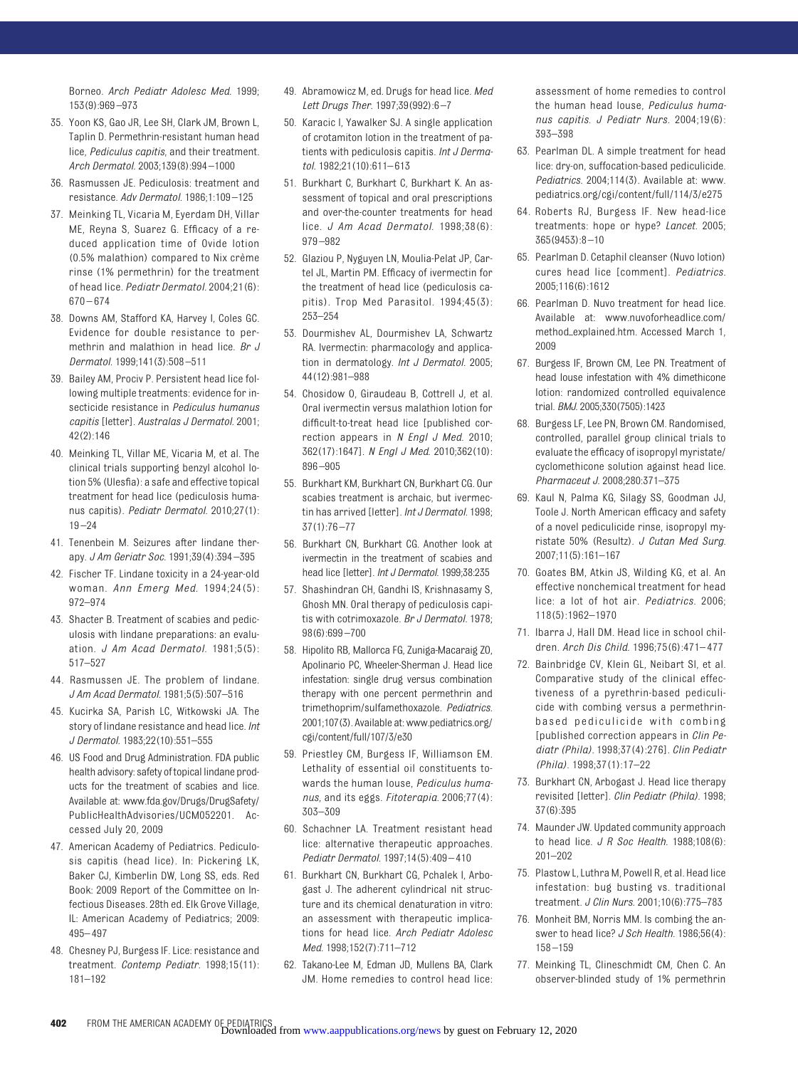Borneo. *Arch Pediatr Adolesc Med.* 1999; 153(9):969–973

35. Yoon KS, Gao JR, Lee SH, Clark JM, Brown L, Taplin D. Permethrin-resistant human head lice, *Pediculus capitis*, and their treatment. *Arch Dermatol.* 2003;139(8):994–1000
36. Rasmussen JE. Pediculosis: treatment and resistance. *Adv Dermatol.* 1986;1:109–125
37. Meinking TL, Vicaria M, Eyerdam DH, Villar ME, Reyna S, Suarez G. Efficacy of a reduced application time of Ovide lotion (0.5% malathion) compared to Nix crème rinse (1% permethrin) for the treatment of head lice. *Pediatr Dermatol.* 2004;21(6): 670–674
38. Downs AM, Stafford KA, Harvey I, Coles GC. Evidence for double resistance to permethrin and malathion in head lice. *Br J Dermatol.* 1999;141(3):508–511
39. Bailey AM, Prociv P. Persistent head lice following multiple treatments: evidence for insecticide resistance in *Pediculus humanus capitis* [letter]. *Australas J Dermatol.* 2001; 42(2):146
40. Meinking TL, Villar ME, Vicaria M, et al. The clinical trials supporting benzyl alcohol lotion 5% (Ulesfia): a safe and effective topical treatment for head lice (pediculosis humanus capitis). *Pediatr Dermatol.* 2010;27(1): 19–24
41. Tenenbein M. Seizures after lindane therapy. *J Am Geriatr Soc.* 1991;39(4):394–395
42. Fischer TF. Lindane toxicity in a 24-year-old woman. *Ann Emerg Med.* 1994;24(5): 972–974
43. Shacter B. Treatment of scabies and pediculosis with lindane preparations: an evaluation. *J Am Acad Dermatol.* 1981;5(5): 517–527
44. Rasmussen JE. The problem of lindane. *J Am Acad Dermatol.* 1981;5(5):507–516
45. Kucirka SA, Parish LC, Witkowski JA. The story of lindane resistance and head lice. *Int J Dermatol.* 1983;22(10):551–555
46. US Food and Drug Administration. FDA public health advisory: safety of topical lindane products for the treatment of scabies and lice. Available at: www.fda.gov/Drugs/DrugSafety/PublicHealthAdvisories/UCM052201. Accessed July 20, 2009
47. American Academy of Pediatrics. Pediculosis capitis (head lice). In: Pickering LK, Baker CJ, Kimberlin DW, Long SS, eds. Red Book: 2009 Report of the Committee on Infectious Diseases. 28th ed. Elk Grove Village, IL: American Academy of Pediatrics; 2009: 495–497
48. Chesney PJ, Burgess IF. Lice: resistance and treatment. *Contemp Pediatr.* 1998;15(11): 181–192
49. Abramowicz M, ed. Drugs for head lice. *Med Lett Drugs Ther.* 1997;39(992):6–7
50. Karacic I, Yawalker SJ. A single application of crotamiton lotion in the treatment of patients with pediculosis capitis. *Int J Dermatol.* 1982;21(10):611–613
51. Burkhart C, Burkhart C, Burkhart K. An assessment of topical and oral prescriptions and over-the-counter treatments for head lice. *J Am Acad Dermatol.* 1998;38(6): 979–982
52. Glaziou P, Nyguyen LN, Moulia-Pelat JP, Cartel JL, Martin PM. Efficacy of ivermectin for the treatment of head lice (pediculosis capitis). Trop Med Parasitol. 1994;45(3): 253–254
53. Dourmishev AL, Dourmishev LA, Schwartz RA. Ivermectin: pharmacology and application in dermatology. *Int J Dermatol.* 2005; 44(12):981–988
54. Chosidow O, Giraudeau B, Cottrell J, et al. Oral ivermectin versus malathion lotion for difficult-to-treat head lice [published correction appears in *N Engl J Med.* 2010; 362(17):1647]. *N Engl J Med.* 2010;362(10): 896–905
55. Burkhart KM, Burkhart CN, Burkhart CG. Our scabies treatment is archaic, but ivermectin has arrived [letter]. *Int J Dermatol.* 1998; 37(1):76–77
56. Burkhart CN, Burkhart CG. Another look at ivermectin in the treatment of scabies and head lice [letter]. *Int J Dermatol.* 1999;38:235
57. Shashindran CH, Gandhi IS, Krishnasamy S, Ghosh MN. Oral therapy of pediculosis capitis with cotrimoxazole. *Br J Dermatol.* 1978; 98(6):699–700
58. Hipolito RB, Mallorca FG, Zuniga-Macaraig ZO, Apolinario PC, Wheeler-Sherman J. Head lice infestation: single drug versus combination therapy with one percent permethrin and trimethoprim/sulfamethoxazole. *Pediatrics.* 2001;107(3). Available at: www.pediatrics.org/cgi/content/full/107/3/e30
59. Priestley CM, Burgess IF, Williamson EM. Lethality of essential oil constituents towards the human louse, *Pediculus humanus*, and its eggs. *Fitoterapia.* 2006;77(4): 303–309
60. Schachner LA. Treatment resistant head lice: alternative therapeutic approaches. *Pediatr Dermatol.* 1997;14(5):409–410
61. Burkhart CN, Burkhart CG, Pchalek I, Arbogast J. The adherent cylindrical nit structure and its chemical denaturation in vitro: an assessment with therapeutic implications for head lice. *Arch Pediatr Adolesc Med.* 1998;152(7):711–712
62. Takano-Lee M, Edman JD, Mullens BA, Clark JM. Home remedies to control head lice: assessment of home remedies to control the human head louse, *Pediculus humanus capitis*. *J Pediatr Nurs.* 2004;19(6): 393–398
63. Pearlman DL. A simple treatment for head lice: dry-on, suffocation-based pediculicide. *Pediatrics.* 2004;114(3). Available at: www.pediatrics.org/cgi/content/full/114/3/e275
64. Roberts RJ, Burgess IF. New head-lice treatments: hope or hype? *Lancet.* 2005; 365(9453):8–10
65. Pearlman D. Cetaphil cleanser (Nuvo lotion) cures head lice [comment]. *Pediatrics.* 2005;116(6):1612
66. Pearlman D. Nuvo treatment for head lice. Available at: www.nuvoforheadlice.com/method_explained.htm. Accessed March 1, 2009
67. Burgess IF, Brown CM, Lee PN. Treatment of head louse infestation with 4% dimethicone lotion: randomized controlled equivalence trial. *BMJ.* 2005;330(7505):1423
68. Burgess LF, Lee PN, Brown CM. Randomised, controlled, parallel group clinical trials to evaluate the efficacy of isopropyl myristate/cyclomethicone solution against head lice. *Pharmaceut J.* 2008;280:371–375
69. Kaul N, Palma KG, Silagy SS, Goodman JJ, Toole J. North American efficacy and safety of a novel pediculicide rinse, isopropyl myristate 50% (Resultz). *J Cutan Med Surg.* 2007;11(5):161–167
70. Goates BM, Atkin JS, Wilding KG, et al. An effective nonchemical treatment for head lice: a lot of hot air. *Pediatrics.* 2006; 118(5):1962–1970
71. Ibarra J, Hall DM. Head lice in school children. *Arch Dis Child.* 1996;75(6):471–477
72. Bainbridge CV, Klein GL, Neibart SI, et al. Comparative study of the clinical effectiveness of a pyrethrin-based pediculicide with combing versus a permethrin-based pediculicide with combing [published correction appears in *Clin Pediatr (Phila).* 1998;37(4):276]. *Clin Pediatr (Phila).* 1998;37(1):17–22
73. Burkhart CN, Arbogast J. Head lice therapy revisited [letter]. *Clin Pediatr (Phila).* 1998; 37(6):395
74. Maunder JW. Updated community approach to head lice. *J R Soc Health.* 1988;108(6): 201–202
75. Plastow L, Luthra M, Powell R, et al. Head lice infestation: bug busting vs. traditional treatment. *J Clin Nurs.* 2001;10(6):775–783
76. Monheit BM, Norris MM. Is combing the answer to head lice? *J Sch Health.* 1986;56(4): 158–159
77. Meinking TL, Clineschmidt CM, Chen C. An observer-blinded study of 1% permethrin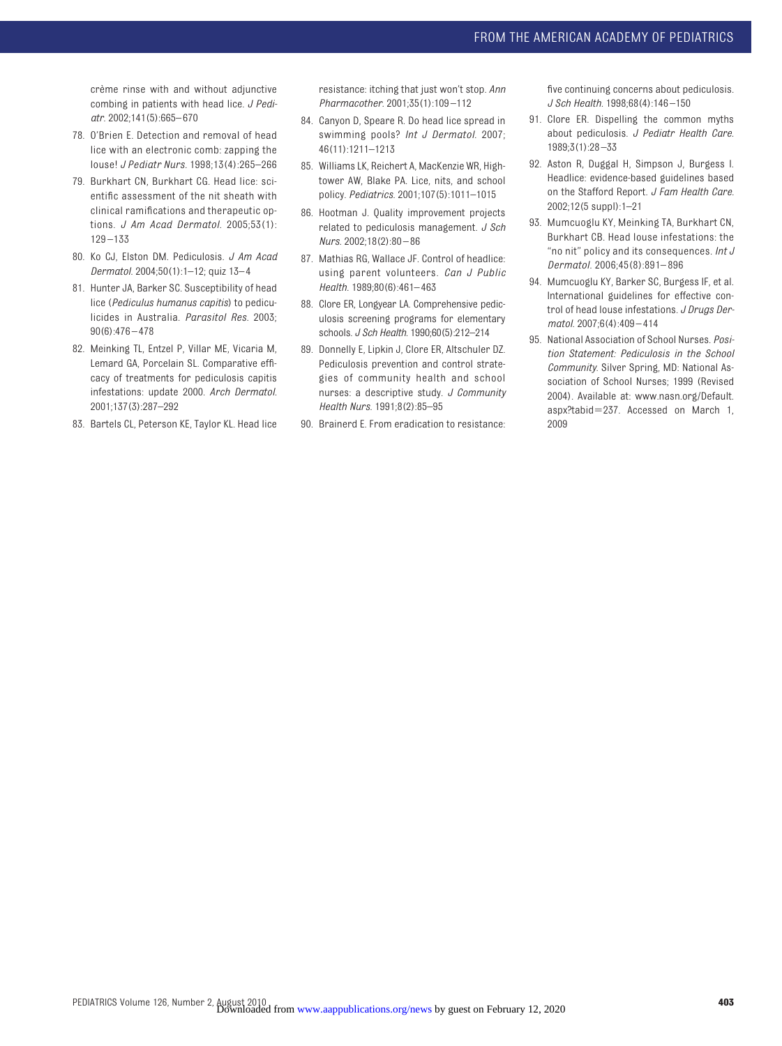crème rinse with and without adjunctive combing in patients with head lice. *J Pediatr*. 2002;141(5):665–670

78. O'Brien E. Detection and removal of head lice with an electronic comb: zapping the louse! *J Pediatr Nurs*. 1998;13(4):265–266
79. Burkhart CN, Burkhart CG. Head lice: scientific assessment of the nit sheath with clinical ramifications and therapeutic options. *J Am Acad Dermatol*. 2005;53(1): 129–133
80. Ko CJ, Elston DM. Pediculosis. *J Am Acad Dermatol*. 2004;50(1):1–12; quiz 13–4
81. Hunter JA, Barker SC. Susceptibility of head lice (*Pediculus humanus capitis*) to pediculicides in Australia. *Parasitol Res*. 2003; 90(6):476–478
82. Meinking TL, Entzel P, Villar ME, Vicaria M, Lemard GA, Porcelain SL. Comparative efficacy of treatments for pediculosis capitis infestations: update 2000. *Arch Dermatol*. 2001;137(3):287–292
83. Bartels CL, Peterson KE, Taylor KL. Head lice resistance: itching that just won't stop. *Ann Pharmacother*. 2001;35(1):109–112
84. Canyon D, Speare R. Do head lice spread in swimming pools? *Int J Dermatol*. 2007; 46(11):1211–1213
85. Williams LK, Reichert A, MacKenzie WR, Hightower AW, Blake PA. Lice, nits, and school policy. *Pediatrics*. 2001;107(5):1011–1015
86. Hootman J. Quality improvement projects related to pediculosis management. *J Sch Nurs*. 2002;18(2):80–86
87. Mathias RG, Wallace JF. Control of headlice: using parent volunteers. *Can J Public Health*. 1989;80(6):461–463
88. Clore ER, Longyear LA. Comprehensive pediculosis screening programs for elementary schools. *J Sch Health*. 1990;60(5):212–214
89. Donnelly E, Lipkin J, Clore ER, Altschuler DZ. Pediculosis prevention and control strategies of community health and school nurses: a descriptive study. *J Community Health Nurs*. 1991;8(2):85–95
90. Brainerd E. From eradication to resistance: five continuing concerns about pediculosis. *J Sch Health*. 1998;68(4):146–150
91. Clore ER. Dispelling the common myths about pediculosis. *J Pediatr Health Care*. 1989;3(1):28–33
92. Aston R, Duggal H, Simpson J, Burgess I. Headlice: evidence-based guidelines based on the Stafford Report. *J Fam Health Care*. 2002;12(5 suppl):1–21
93. Mumcuoglu KY, Meinking TA, Burkhart CN, Burkhart CB. Head louse infestations: the "no nit" policy and its consequences. *Int J Dermatol*. 2006;45(8):891–896
94. Mumcuoglu KY, Barker SC, Burgess IF, et al. International guidelines for effective control of head louse infestations. *J Drugs Dermatol*. 2007;6(4):409–414
95. National Association of School Nurses. *Position Statement: Pediculosis in the School Community*. Silver Spring, MD: National Association of School Nurses; 1999 (Revised 2004). Available at: www.nasn.org/Default.aspx?tabid=237. Accessed on March 1, 2009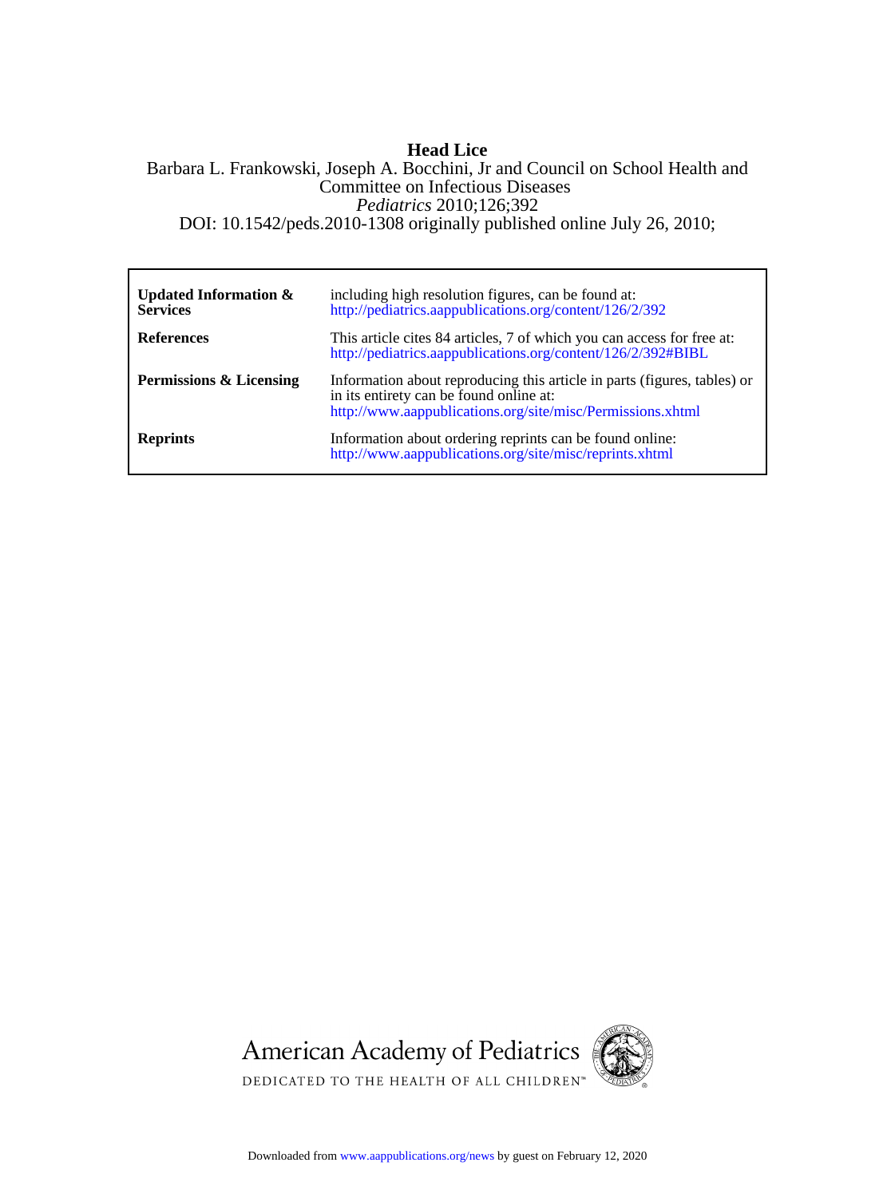# Head Lice

Barbara L. Frankowski, Joseph A. Bocchini, Jr and Council on School Health and Committee on Infectious Diseases

*Pediatrics* 2010;126;392

DOI: 10.1542/peds.2010-1308 originally published online July 26, 2010;

| | |
|---|---|
| **Updated Information & Services** | including high resolution figures, can be found at: http://pediatrics.aappublications.org/content/126/2/392 |
| **References** | This article cites 84 articles, 7 of which you can access for free at: http://pediatrics.aappublications.org/content/126/2/392#BIBL |
| **Permissions & Licensing** | Information about reproducing this article in parts (figures, tables) or in its entirety can be found online at: http://www.aappublications.org/site/misc/Permissions.xhtml |
| **Reprints** | Information about ordering reprints can be found online: http://www.aappublications.org/site/misc/reprints.xhtml |

American Academy of Pediatrics

DEDICATED TO THE HEALTH OF ALL CHILDREN™

Downloaded from www.aappublications.org/news by guest on February 12, 2020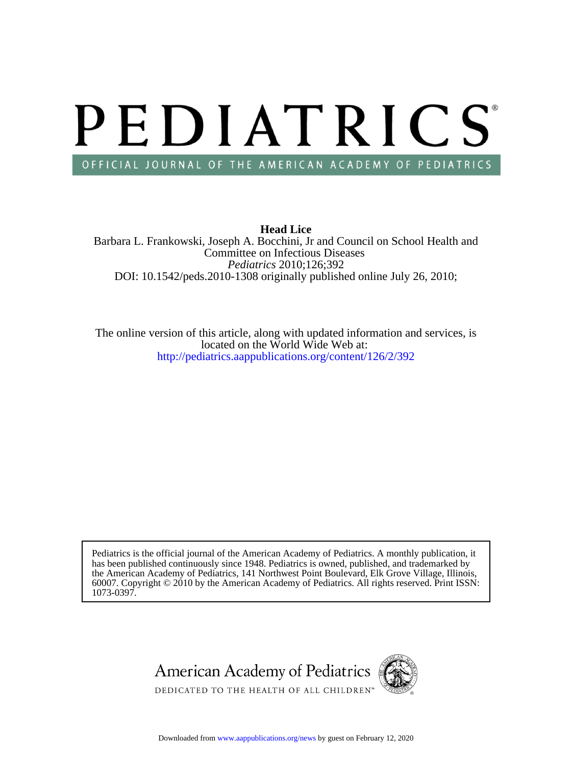# PEDIATRICS®

OFFICIAL JOURNAL OF THE AMERICAN ACADEMY OF PEDIATRICS

**Head Lice**

Barbara L. Frankowski, Joseph A. Bocchini, Jr and Council on School Health and Committee on Infectious Diseases

*Pediatrics* 2010;126;392

DOI: 10.1542/peds.2010-1308 originally published online July 26, 2010;

The online version of this article, along with updated information and services, is located on the World Wide Web at:

http://pediatrics.aappublications.org/content/126/2/392

Pediatrics is the official journal of the American Academy of Pediatrics. A monthly publication, it has been published continuously since 1948. Pediatrics is owned, published, and trademarked by the American Academy of Pediatrics, 141 Northwest Point Boulevard, Elk Grove Village, Illinois, 60007. Copyright © 2010 by the American Academy of Pediatrics. All rights reserved. Print ISSN: 1073-0397.

American Academy of Pediatrics

DEDICATED TO THE HEALTH OF ALL CHILDREN™

Downloaded from www.aappublications.org/news by guest on February 12, 2020